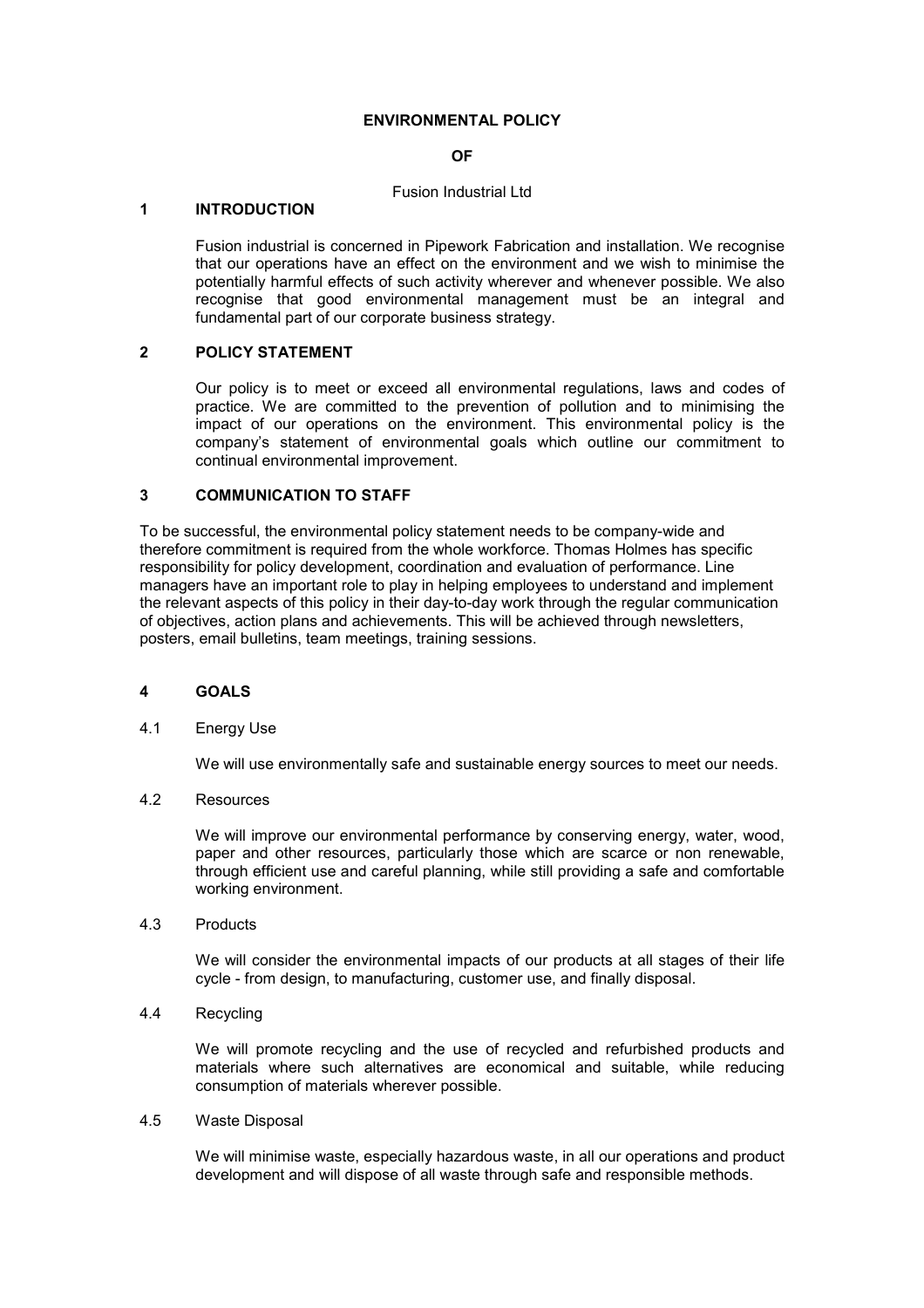# ENVIRONMENTAL POLICY

**OF**

Fusion Industrial Ltd

## 1 INTRODUCTION

Fusion industrial is concerned in Pipework Fabrication and installation. We recognise that our operations have an effect on the environment and we wish to minimise the potentially harmful effects of such activity wherever and whenever possible. We also recognise that good environmental management must be an integral and fundamental part of our corporate business strategy.

## 2 POLICY STATEMENT

Our policy is to meet or exceed all environmental regulations, laws and codes of practice. We are committed to the prevention of pollution and to minimising the impact of our operations on the environment. This environmental policy is the company's statement of environmental goals which outline our commitment to continual environmental improvement.

## 3 COMMUNICATION TO STAFF

To be successful, the environmental policy statement needs to be company-wide and therefore commitment is required from the whole workforce. Thomas Holmes has specific responsibility for policy development, coordination and evaluation of performance. Line managers have an important role to play in helping employees to understand and implement the relevant aspects of this policy in their day-to-day work through the regular communication of objectives, action plans and achievements. This will be achieved through newsletters, posters, email bulletins, team meetings, training sessions.

## 4 GOALS

### 4.1 Energy Use

We will use environmentally safe and sustainable energy sources to meet our needs.

### 4.2 Resources

We will improve our environmental performance by conserving energy, water, wood, paper and other resources, particularly those which are scarce or non renewable, through efficient use and careful planning, while still providing a safe and comfortable working environment.

### 4.3 Products

We will consider the environmental impacts of our products at all stages of their life cycle - from design, to manufacturing, customer use, and finally disposal.

### 4.4 Recycling

We will promote recycling and the use of recycled and refurbished products and materials where such alternatives are economical and suitable, while reducing consumption of materials wherever possible.

### 4.5 Waste Disposal

We will minimise waste, especially hazardous waste, in all our operations and product development and will dispose of all waste through safe and responsible methods.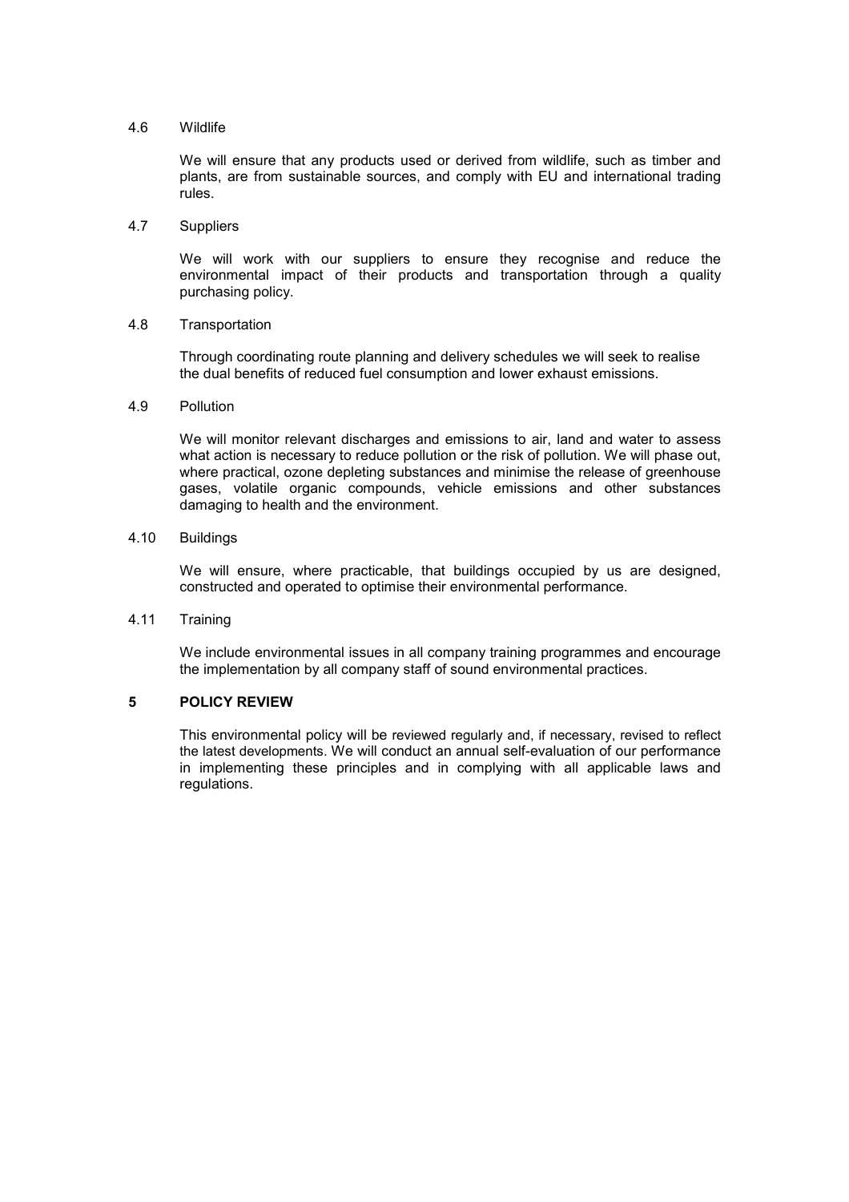### 4.6 Wildlife

We will ensure that any products used or derived from wildlife, such as timber and plants, are from sustainable sources, and comply with EU and international trading rules.

### 4.7 Suppliers

We will work with our suppliers to ensure they recognise and reduce the environmental impact of their products and transportation through a quality purchasing policy.

### 4.8 Transportation

Through coordinating route planning and delivery schedules we will seek to realise the dual benefits of reduced fuel consumption and lower exhaust emissions.

### 4.9 Pollution

We will monitor relevant discharges and emissions to air, land and water to assess what action is necessary to reduce pollution or the risk of pollution. We will phase out, where practical, ozone depleting substances and minimise the release of greenhouse gases, volatile organic compounds, vehicle emissions and other substances damaging to health and the environment.

### 4.10 Buildings

We will ensure, where practicable, that buildings occupied by us are designed, constructed and operated to optimise their environmental performance.

### 4.11 Training

We include environmental issues in all company training programmes and encourage the implementation by all company staff of sound environmental practices.

## 5 POLICY REVIEW

This environmental policy will be reviewed regularly and, if necessary, revised to reflect the latest developments. We will conduct an annual self-evaluation of our performance in implementing these principles and in complying with all applicable laws and regulations.